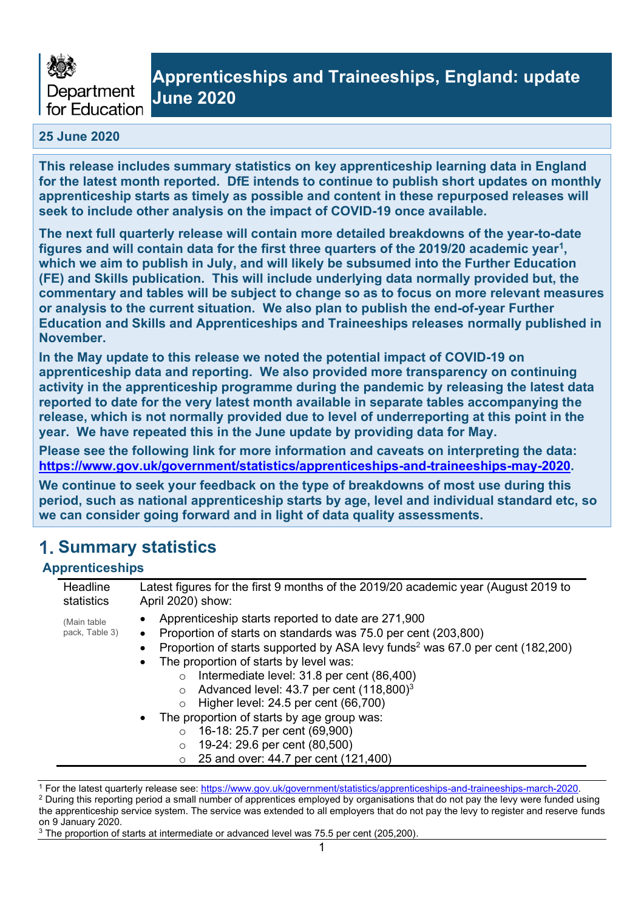Department for Education

# Apprenticeships and Traineeships, England: update June 2020

**25 June 2020**

**This release includes summary statistics on key apprenticeship learning data in England for the latest month reported. DfE intends to continue to publish short updates on monthly apprenticeship starts as timely as possible and content in these repurposed releases will seek to include other analysis on the impact of COVID-19 once available.**

**The next full quarterly release will contain more detailed breakdowns of the year-to-date figures and will contain data for the first three quarters of the 2019/20 academic year[1], which we aim to publish in July, and will likely be subsumed into the Further Education (FE) and Skills publication. This will include underlying data normally provided but, the commentary and tables will be subject to change so as to focus on more relevant measures or analysis to the current situation. We also plan to publish the end-of-year Further Education and Skills and Apprenticeships and Traineeships releases normally published in November.**

**In the May update to this release we noted the potential impact of COVID-19 on apprenticeship data and reporting. We also provided more transparency on continuing activity in the apprenticeship programme during the pandemic by releasing the latest data reported to date for the very latest month available in separate tables accompanying the release, which is not normally provided due to level of underreporting at this point in the year. We have repeated this in the June update by providing data for May.**

**Please see the following link for more information and caveats on interpreting the data: https://www.gov.uk/government/statistics/apprenticeships-and-traineeships-may-2020.**

**We continue to seek your feedback on the type of breakdowns of most use during this period, such as national apprenticeship starts by age, level and individual standard etc, so we can consider going forward and in light of data quality assessments.**

## 1. Summary statistics

### Apprenticeships

| Headline statistics<br><br>(Main table pack, Table 3) | Latest figures for the first 9 months of the 2019/20 academic year (August 2019 to April 2020) show:<br><br>• Apprenticeship starts reported to date are 271,900<br>• Proportion of starts on standards was 75.0 per cent (203,800)<br>• Proportion of starts supported by ASA levy funds[2] was 67.0 per cent (182,200)<br>• The proportion of starts by level was:<br>&nbsp;&nbsp;&nbsp;&nbsp;○ Intermediate level: 31.8 per cent (86,400)<br>&nbsp;&nbsp;&nbsp;&nbsp;○ Advanced level: 43.7 per cent (118,800)[3]<br>&nbsp;&nbsp;&nbsp;&nbsp;○ Higher level: 24.5 per cent (66,700)<br>• The proportion of starts by age group was:<br>&nbsp;&nbsp;&nbsp;&nbsp;○ 16-18: 25.7 per cent (69,900)<br>&nbsp;&nbsp;&nbsp;&nbsp;○ 19-24: 29.6 per cent (80,500)<br>&nbsp;&nbsp;&nbsp;&nbsp;○ 25 and over: 44.7 per cent (121,400) |
|---|---|

[1] For the latest quarterly release see: https://www.gov.uk/government/statistics/apprenticeships-and-traineeships-march-2020.

[2] During this reporting period a small number of apprentices employed by organisations that do not pay the levy were funded using the apprenticeship service system. The service was extended to all employers that do not pay the levy to register and reserve funds on 9 January 2020.

[3] The proportion of starts at intermediate or advanced level was 75.5 per cent (205,200).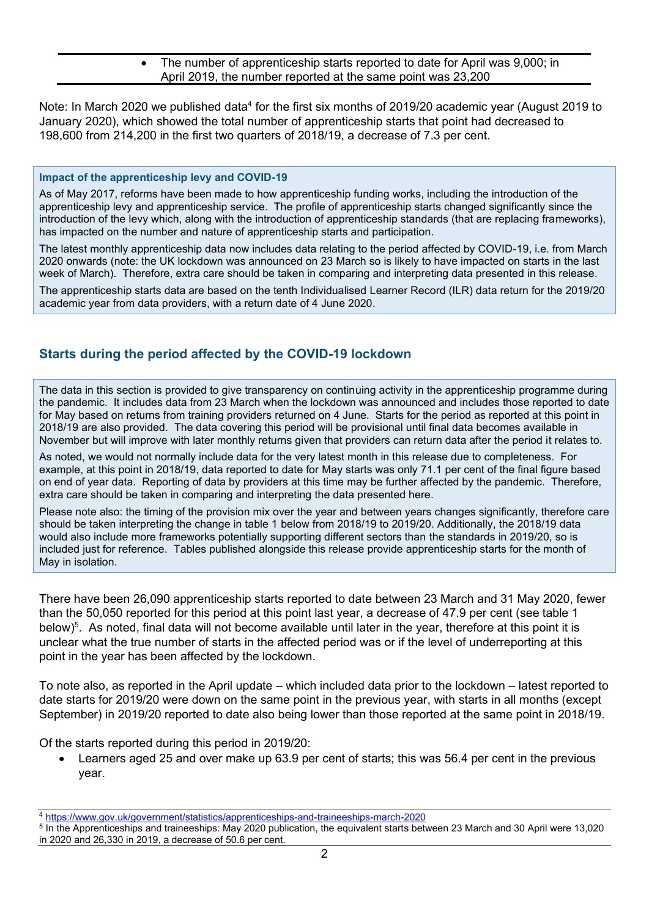- The number of apprenticeship starts reported to date for April was 9,000; in April 2019, the number reported at the same point was 23,200

Note: In March 2020 we published data[4] for the first six months of 2019/20 academic year (August 2019 to January 2020), which showed the total number of apprenticeship starts that point had decreased to 198,600 from 214,200 in the first two quarters of 2018/19, a decrease of 7.3 per cent.

**Impact of the apprenticeship levy and COVID-19**

As of May 2017, reforms have been made to how apprenticeship funding works, including the introduction of the apprenticeship levy and apprenticeship service. The profile of apprenticeship starts changed significantly since the introduction of the levy which, along with the introduction of apprenticeship standards (that are replacing frameworks), has impacted on the number and nature of apprenticeship starts and participation.

The latest monthly apprenticeship data now includes data relating to the period affected by COVID-19, i.e. from March 2020 onwards (note: the UK lockdown was announced on 23 March so is likely to have impacted on starts in the last week of March). Therefore, extra care should be taken in comparing and interpreting data presented in this release.

The apprenticeship starts data are based on the tenth Individualised Learner Record (ILR) data return for the 2019/20 academic year from data providers, with a return date of 4 June 2020.

## Starts during the period affected by the COVID-19 lockdown

The data in this section is provided to give transparency on continuing activity in the apprenticeship programme during the pandemic. It includes data from 23 March when the lockdown was announced and includes those reported to date for May based on returns from training providers returned on 4 June. Starts for the period as reported at this point in 2018/19 are also provided. The data covering this period will be provisional until final data becomes available in November but will improve with later monthly returns given that providers can return data after the period it relates to.

As noted, we would not normally include data for the very latest month in this release due to completeness. For example, at this point in 2018/19, data reported to date for May starts was only 71.1 per cent of the final figure based on end of year data. Reporting of data by providers at this time may be further affected by the pandemic. Therefore, extra care should be taken in comparing and interpreting the data presented here.

Please note also: the timing of the provision mix over the year and between years changes significantly, therefore care should be taken interpreting the change in table 1 below from 2018/19 to 2019/20. Additionally, the 2018/19 data would also include more frameworks potentially supporting different sectors than the standards in 2019/20, so is included just for reference. Tables published alongside this release provide apprenticeship starts for the month of May in isolation.

There have been 26,090 apprenticeship starts reported to date between 23 March and 31 May 2020, fewer than the 50,050 reported for this period at this point last year, a decrease of 47.9 per cent (see table 1 below)[5]. As noted, final data will not become available until later in the year, therefore at this point it is unclear what the true number of starts in the affected period was or if the level of underreporting at this point in the year has been affected by the lockdown.

To note also, as reported in the April update – which included data prior to the lockdown – latest reported to date starts for 2019/20 were down on the same point in the previous year, with starts in all months (except September) in 2019/20 reported to date also being lower than those reported at the same point in 2018/19.

Of the starts reported during this period in 2019/20:

- Learners aged 25 and over make up 63.9 per cent of starts; this was 56.4 per cent in the previous year.

[4] https://www.gov.uk/government/statistics/apprenticeships-and-traineeships-march-2020

[5] In the Apprenticeships and traineeships: May 2020 publication, the equivalent starts between 23 March and 30 April were 13,020 in 2020 and 26,330 in 2019, a decrease of 50.6 per cent.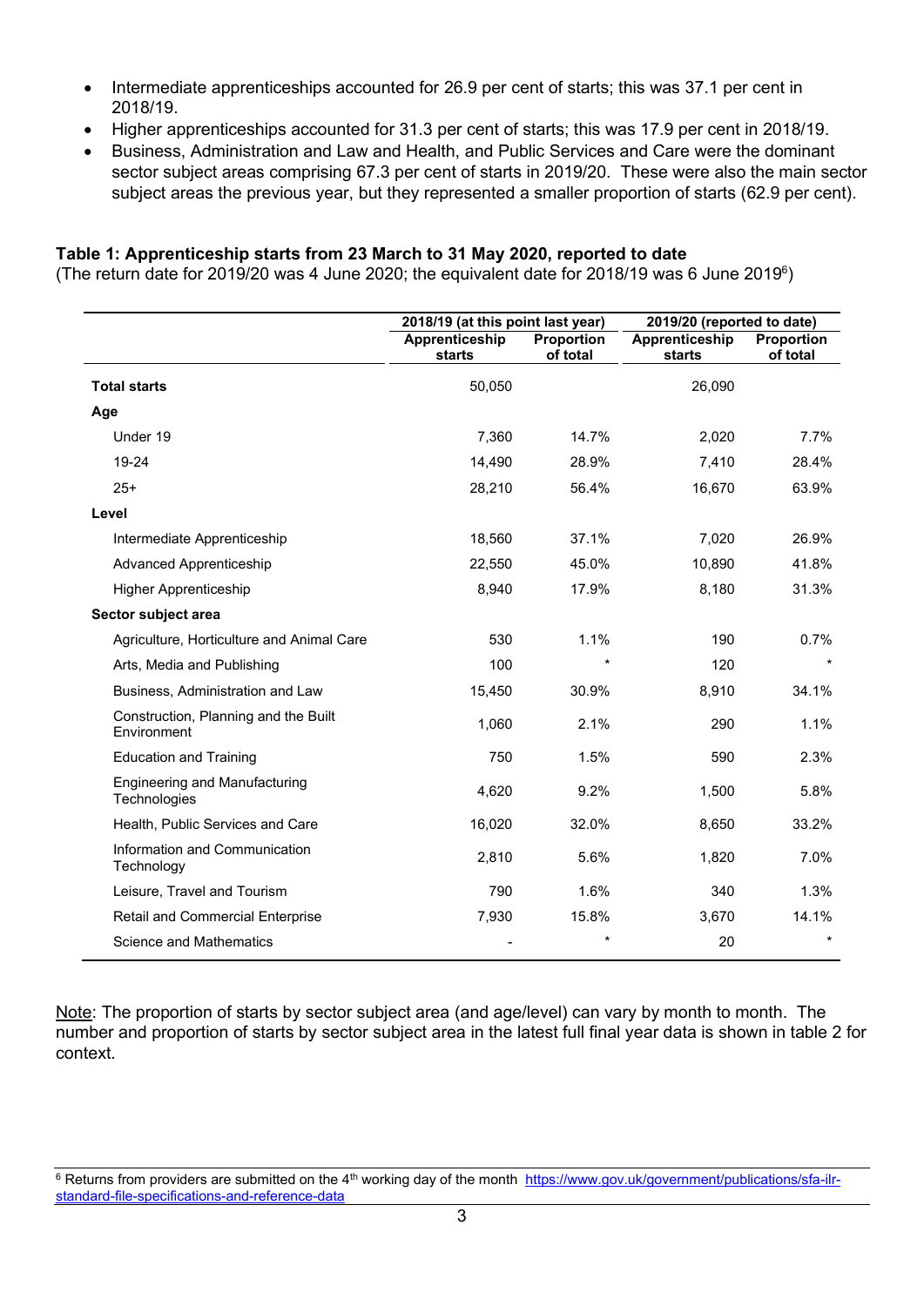- Intermediate apprenticeships accounted for 26.9 per cent of starts; this was 37.1 per cent in 2018/19.
- Higher apprenticeships accounted for 31.3 per cent of starts; this was 17.9 per cent in 2018/19.
- Business, Administration and Law and Health, and Public Services and Care were the dominant sector subject areas comprising 67.3 per cent of starts in 2019/20. These were also the main sector subject areas the previous year, but they represented a smaller proportion of starts (62.9 per cent).

**Table 1: Apprenticeship starts from 23 March to 31 May 2020, reported to date**
(The return date for 2019/20 was 4 June 2020; the equivalent date for 2018/19 was 6 June 2019[6])

| | 2018/19 (at this point last year) | | 2019/20 (reported to date) | |
|---|---|---|---|---|
| | Apprenticeship starts | Proportion of total | Apprenticeship starts | Proportion of total |
| **Total starts** | 50,050 | | 26,090 | |
| **Age** | | | | |
| Under 19 | 7,360 | 14.7% | 2,020 | 7.7% |
| 19-24 | 14,490 | 28.9% | 7,410 | 28.4% |
| 25+ | 28,210 | 56.4% | 16,670 | 63.9% |
| **Level** | | | | |
| Intermediate Apprenticeship | 18,560 | 37.1% | 7,020 | 26.9% |
| Advanced Apprenticeship | 22,550 | 45.0% | 10,890 | 41.8% |
| Higher Apprenticeship | 8,940 | 17.9% | 8,180 | 31.3% |
| **Sector subject area** | | | | |
| Agriculture, Horticulture and Animal Care | 530 | 1.1% | 190 | 0.7% |
| Arts, Media and Publishing | 100 | * | 120 | * |
| Business, Administration and Law | 15,450 | 30.9% | 8,910 | 34.1% |
| Construction, Planning and the Built Environment | 1,060 | 2.1% | 290 | 1.1% |
| Education and Training | 750 | 1.5% | 590 | 2.3% |
| Engineering and Manufacturing Technologies | 4,620 | 9.2% | 1,500 | 5.8% |
| Health, Public Services and Care | 16,020 | 32.0% | 8,650 | 33.2% |
| Information and Communication Technology | 2,810 | 5.6% | 1,820 | 7.0% |
| Leisure, Travel and Tourism | 790 | 1.6% | 340 | 1.3% |
| Retail and Commercial Enterprise | 7,930 | 15.8% | 3,670 | 14.1% |
| Science and Mathematics | - | * | 20 | * |

Note: The proportion of starts by sector subject area (and age/level) can vary by month to month. The number and proportion of starts by sector subject area in the latest full final year data is shown in table 2 for context.

[6] Returns from providers are submitted on the 4th working day of the month https://www.gov.uk/government/publications/sfa-ilr-standard-file-specifications-and-reference-data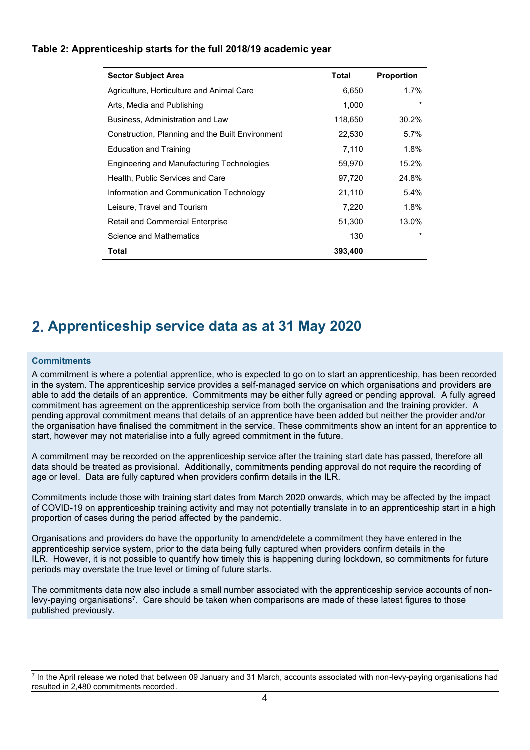**Table 2: Apprenticeship starts for the full 2018/19 academic year**

| Sector Subject Area | Total | Proportion |
|---|---|---|
| Agriculture, Horticulture and Animal Care | 6,650 | 1.7% |
| Arts, Media and Publishing | 1,000 | * |
| Business, Administration and Law | 118,650 | 30.2% |
| Construction, Planning and the Built Environment | 22,530 | 5.7% |
| Education and Training | 7,110 | 1.8% |
| Engineering and Manufacturing Technologies | 59,970 | 15.2% |
| Health, Public Services and Care | 97,720 | 24.8% |
| Information and Communication Technology | 21,110 | 5.4% |
| Leisure, Travel and Tourism | 7,220 | 1.8% |
| Retail and Commercial Enterprise | 51,300 | 13.0% |
| Science and Mathematics | 130 | * |
| **Total** | **393,400** | |

# 2. Apprenticeship service data as at 31 May 2020

**Commitments**

A commitment is where a potential apprentice, who is expected to go on to start an apprenticeship, has been recorded in the system. The apprenticeship service provides a self-managed service on which organisations and providers are able to add the details of an apprentice. Commitments may be either fully agreed or pending approval. A fully agreed commitment has agreement on the apprenticeship service from both the organisation and the training provider. A pending approval commitment means that details of an apprentice have been added but neither the provider and/or the organisation have finalised the commitment in the service. These commitments show an intent for an apprentice to start, however may not materialise into a fully agreed commitment in the future.

A commitment may be recorded on the apprenticeship service after the training start date has passed, therefore all data should be treated as provisional. Additionally, commitments pending approval do not require the recording of age or level. Data are fully captured when providers confirm details in the ILR.

Commitments include those with training start dates from March 2020 onwards, which may be affected by the impact of COVID-19 on apprenticeship training activity and may not potentially translate in to an apprenticeship start in a high proportion of cases during the period affected by the pandemic.

Organisations and providers do have the opportunity to amend/delete a commitment they have entered in the apprenticeship service system, prior to the data being fully captured when providers confirm details in the ILR. However, it is not possible to quantify how timely this is happening during lockdown, so commitments for future periods may overstate the true level or timing of future starts.

The commitments data now also include a small number associated with the apprenticeship service accounts of non-levy-paying organisations[7]. Care should be taken when comparisons are made of these latest figures to those published previously.

[7] In the April release we noted that between 09 January and 31 March, accounts associated with non-levy-paying organisations had resulted in 2,480 commitments recorded.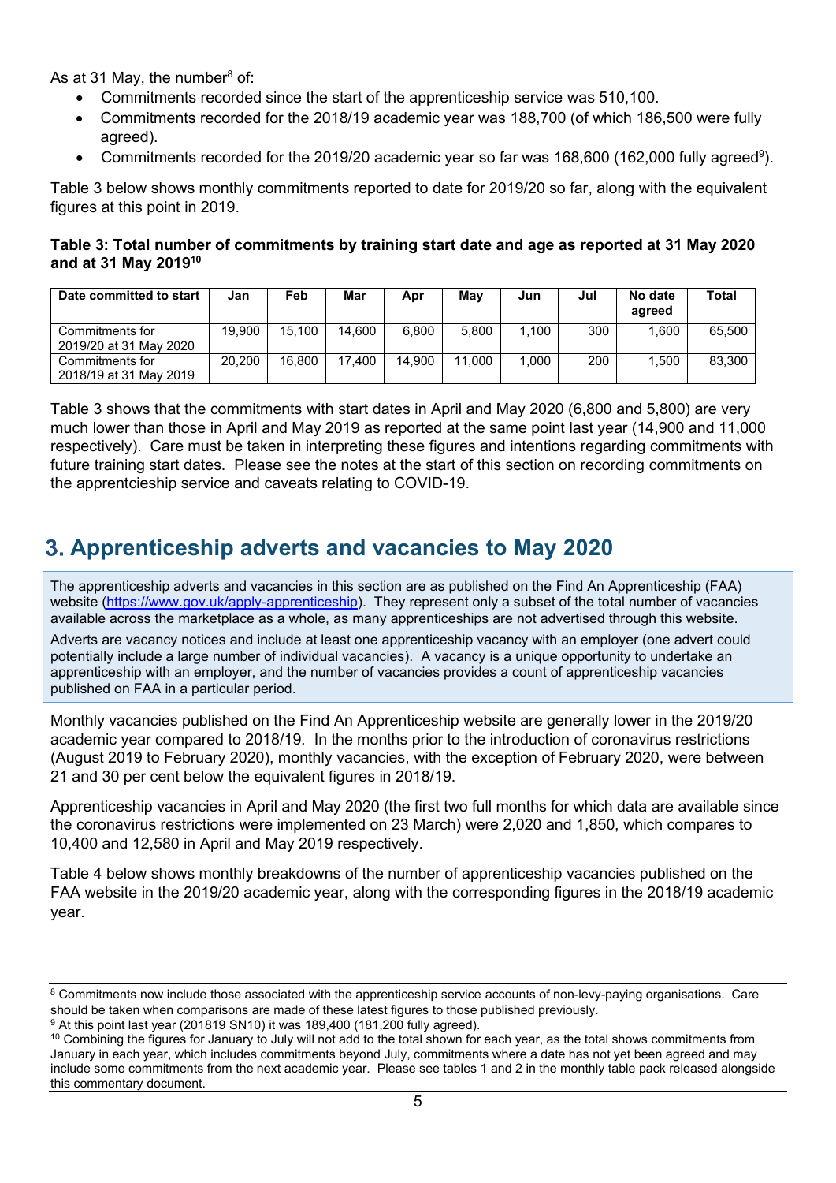As at 31 May, the number[8] of:

- Commitments recorded since the start of the apprenticeship service was 510,100.
- Commitments recorded for the 2018/19 academic year was 188,700 (of which 186,500 were fully agreed).
- Commitments recorded for the 2019/20 academic year so far was 168,600 (162,000 fully agreed[9]).

Table 3 below shows monthly commitments reported to date for 2019/20 so far, along with the equivalent figures at this point in 2019.

**Table 3: Total number of commitments by training start date and age as reported at 31 May 2020 and at 31 May 2019[10]**

| Date committed to start | Jan | Feb | Mar | Apr | May | Jun | Jul | No date agreed | Total |
|---|---|---|---|---|---|---|---|---|---|
| Commitments for 2019/20 at 31 May 2020 | 19,900 | 15,100 | 14,600 | 6,800 | 5,800 | 1,100 | 300 | 1,600 | 65,500 |
| Commitments for 2018/19 at 31 May 2019 | 20,200 | 16,800 | 17,400 | 14,900 | 11,000 | 1,000 | 200 | 1,500 | 83,300 |

Table 3 shows that the commitments with start dates in April and May 2020 (6,800 and 5,800) are very much lower than those in April and May 2019 as reported at the same point last year (14,900 and 11,000 respectively). Care must be taken in interpreting these figures and intentions regarding commitments with future training start dates. Please see the notes at the start of this section on recording commitments on the apprentcieship service and caveats relating to COVID-19.

## 3. Apprenticeship adverts and vacancies to May 2020

The apprenticeship adverts and vacancies in this section are as published on the Find An Apprenticeship (FAA) website (https://www.gov.uk/apply-apprenticeship). They represent only a subset of the total number of vacancies available across the marketplace as a whole, as many apprenticeships are not advertised through this website.

Adverts are vacancy notices and include at least one apprenticeship vacancy with an employer (one advert could potentially include a large number of individual vacancies). A vacancy is a unique opportunity to undertake an apprenticeship with an employer, and the number of vacancies provides a count of apprenticeship vacancies published on FAA in a particular period.

Monthly vacancies published on the Find An Apprenticeship website are generally lower in the 2019/20 academic year compared to 2018/19. In the months prior to the introduction of coronavirus restrictions (August 2019 to February 2020), monthly vacancies, with the exception of February 2020, were between 21 and 30 per cent below the equivalent figures in 2018/19.

Apprenticeship vacancies in April and May 2020 (the first two full months for which data are available since the coronavirus restrictions were implemented on 23 March) were 2,020 and 1,850, which compares to 10,400 and 12,580 in April and May 2019 respectively.

Table 4 below shows monthly breakdowns of the number of apprenticeship vacancies published on the FAA website in the 2019/20 academic year, along with the corresponding figures in the 2018/19 academic year.

---

[8] Commitments now include those associated with the apprenticeship service accounts of non-levy-paying organisations. Care should be taken when comparisons are made of these latest figures to those published previously.

[9] At this point last year (201819 SN10) it was 189,400 (181,200 fully agreed).

[10] Combining the figures for January to July will not add to the total shown for each year, as the total shows commitments from January in each year, which includes commitments beyond July, commitments where a date has not yet been agreed and may include some commitments from the next academic year. Please see tables 1 and 2 in the monthly table pack released alongside this commentary document.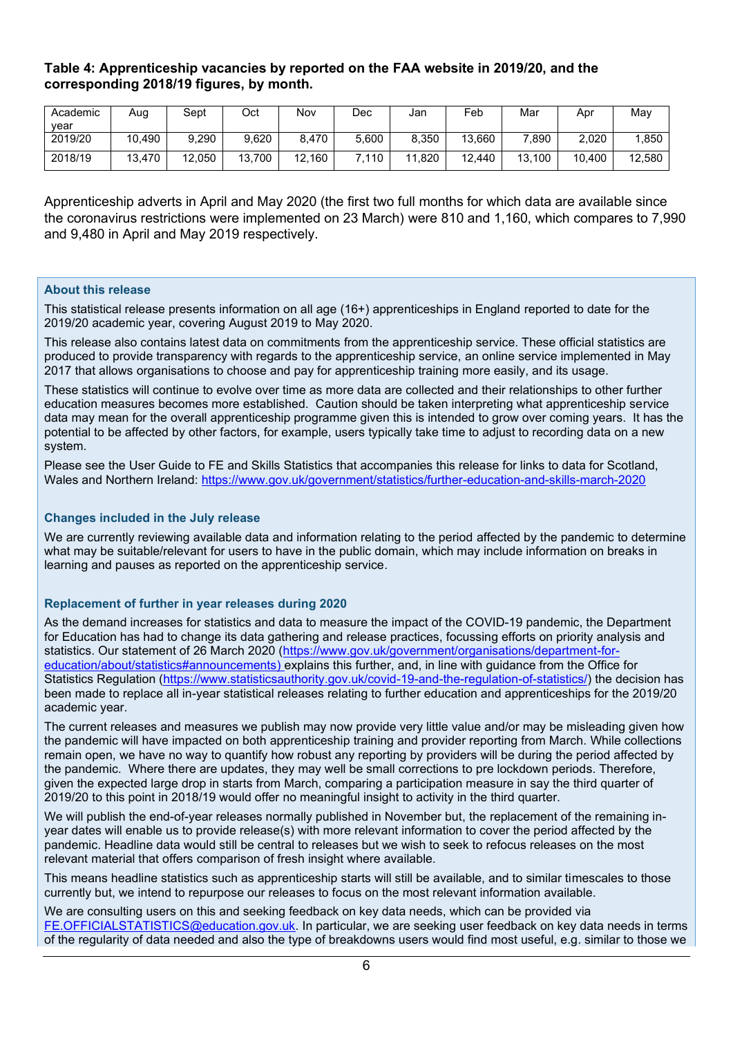**Table 4: Apprenticeship vacancies by reported on the FAA website in 2019/20, and the corresponding 2018/19 figures, by month.**

| Academic year | Aug | Sept | Oct | Nov | Dec | Jan | Feb | Mar | Apr | May |
|---|---|---|---|---|---|---|---|---|---|---|
| 2019/20 | 10,490 | 9,290 | 9,620 | 8,470 | 5,600 | 8,350 | 13,660 | 7,890 | 2,020 | 1,850 |
| 2018/19 | 13,470 | 12,050 | 13,700 | 12,160 | 7,110 | 11,820 | 12,440 | 13,100 | 10,400 | 12,580 |

Apprenticeship adverts in April and May 2020 (the first two full months for which data are available since the coronavirus restrictions were implemented on 23 March) were 810 and 1,160, which compares to 7,990 and 9,480 in April and May 2019 respectively.

### About this release

This statistical release presents information on all age (16+) apprenticeships in England reported to date for the 2019/20 academic year, covering August 2019 to May 2020.

This release also contains latest data on commitments from the apprenticeship service. These official statistics are produced to provide transparency with regards to the apprenticeship service, an online service implemented in May 2017 that allows organisations to choose and pay for apprenticeship training more easily, and its usage.

These statistics will continue to evolve over time as more data are collected and their relationships to other further education measures becomes more established. Caution should be taken interpreting what apprenticeship service data may mean for the overall apprenticeship programme given this is intended to grow over coming years. It has the potential to be affected by other factors, for example, users typically take time to adjust to recording data on a new system.

Please see the User Guide to FE and Skills Statistics that accompanies this release for links to data for Scotland, Wales and Northern Ireland: https://www.gov.uk/government/statistics/further-education-and-skills-march-2020

### Changes included in the July release

We are currently reviewing available data and information relating to the period affected by the pandemic to determine what may be suitable/relevant for users to have in the public domain, which may include information on breaks in learning and pauses as reported on the apprenticeship service.

### Replacement of further in year releases during 2020

As the demand increases for statistics and data to measure the impact of the COVID-19 pandemic, the Department for Education has had to change its data gathering and release practices, focussing efforts on priority analysis and statistics. Our statement of 26 March 2020 (https://www.gov.uk/government/organisations/department-for-education/about/statistics#announcements) explains this further, and, in line with guidance from the Office for Statistics Regulation (https://www.statisticsauthority.gov.uk/covid-19-and-the-regulation-of-statistics/) the decision has been made to replace all in-year statistical releases relating to further education and apprenticeships for the 2019/20 academic year.

The current releases and measures we publish may now provide very little value and/or may be misleading given how the pandemic will have impacted on both apprenticeship training and provider reporting from March. While collections remain open, we have no way to quantify how robust any reporting by providers will be during the period affected by the pandemic. Where there are updates, they may well be small corrections to pre lockdown periods. Therefore, given the expected large drop in starts from March, comparing a participation measure in say the third quarter of 2019/20 to this point in 2018/19 would offer no meaningful insight to activity in the third quarter.

We will publish the end-of-year releases normally published in November but, the replacement of the remaining in-year dates will enable us to provide release(s) with more relevant information to cover the period affected by the pandemic. Headline data would still be central to releases but we wish to seek to refocus releases on the most relevant material that offers comparison of fresh insight where available.

This means headline statistics such as apprenticeship starts will still be available, and to similar timescales to those currently but, we intend to repurpose our releases to focus on the most relevant information available.

We are consulting users on this and seeking feedback on key data needs, which can be provided via FE.OFFICIALSTATISTICS@education.gov.uk. In particular, we are seeking user feedback on key data needs in terms of the regularity of data needed and also the type of breakdowns users would find most useful, e.g. similar to those we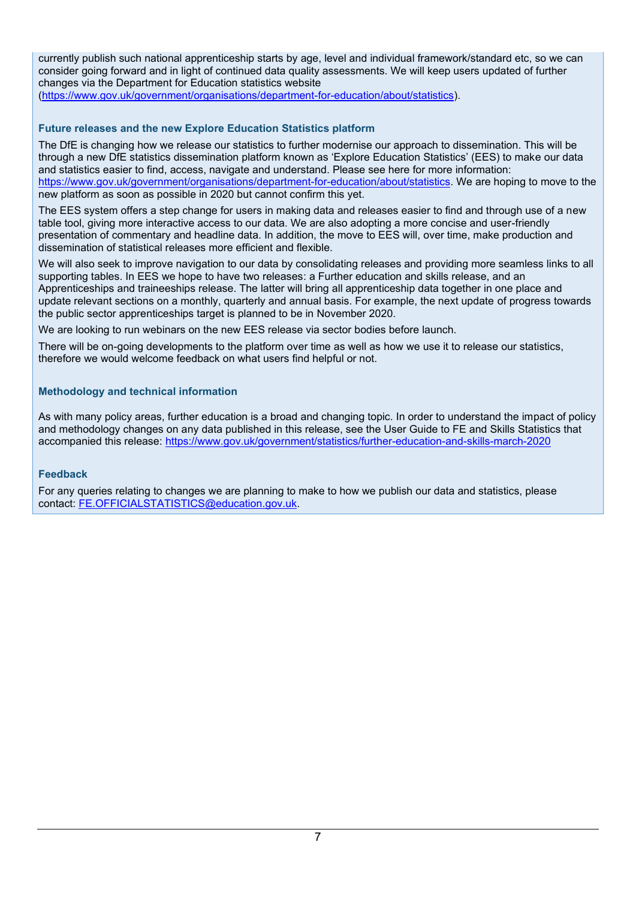currently publish such national apprenticeship starts by age, level and individual framework/standard etc, so we can consider going forward and in light of continued data quality assessments. We will keep users updated of further changes via the Department for Education statistics website (https://www.gov.uk/government/organisations/department-for-education/about/statistics).

### Future releases and the new Explore Education Statistics platform

The DfE is changing how we release our statistics to further modernise our approach to dissemination. This will be through a new DfE statistics dissemination platform known as 'Explore Education Statistics' (EES) to make our data and statistics easier to find, access, navigate and understand. Please see here for more information: https://www.gov.uk/government/organisations/department-for-education/about/statistics. We are hoping to move to the new platform as soon as possible in 2020 but cannot confirm this yet.

The EES system offers a step change for users in making data and releases easier to find and through use of a new table tool, giving more interactive access to our data. We are also adopting a more concise and user-friendly presentation of commentary and headline data. In addition, the move to EES will, over time, make production and dissemination of statistical releases more efficient and flexible.

We will also seek to improve navigation to our data by consolidating releases and providing more seamless links to all supporting tables. In EES we hope to have two releases: a Further education and skills release, and an Apprenticeships and traineeships release. The latter will bring all apprenticeship data together in one place and update relevant sections on a monthly, quarterly and annual basis. For example, the next update of progress towards the public sector apprenticeships target is planned to be in November 2020.

We are looking to run webinars on the new EES release via sector bodies before launch.

There will be on-going developments to the platform over time as well as how we use it to release our statistics, therefore we would welcome feedback on what users find helpful or not.

### Methodology and technical information

As with many policy areas, further education is a broad and changing topic. In order to understand the impact of policy and methodology changes on any data published in this release, see the User Guide to FE and Skills Statistics that accompanied this release: https://www.gov.uk/government/statistics/further-education-and-skills-march-2020

### Feedback

For any queries relating to changes we are planning to make to how we publish our data and statistics, please contact: FE.OFFICIALSTATISTICS@education.gov.uk.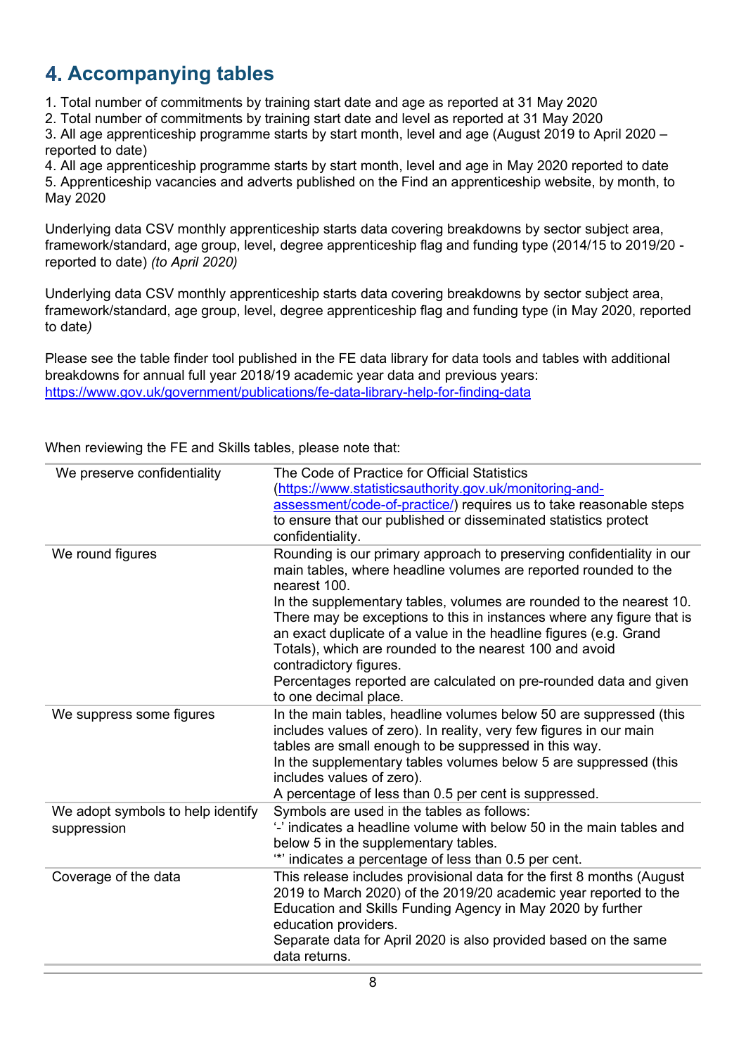## 4. Accompanying tables

1. Total number of commitments by training start date and age as reported at 31 May 2020
2. Total number of commitments by training start date and level as reported at 31 May 2020
3. All age apprenticeship programme starts by start month, level and age (August 2019 to April 2020 – reported to date)
4. All age apprenticeship programme starts by start month, level and age in May 2020 reported to date
5. Apprenticeship vacancies and adverts published on the Find an apprenticeship website, by month, to May 2020

Underlying data CSV monthly apprenticeship starts data covering breakdowns by sector subject area, framework/standard, age group, level, degree apprenticeship flag and funding type (2014/15 to 2019/20 - reported to date) *(to April 2020)*

Underlying data CSV monthly apprenticeship starts data covering breakdowns by sector subject area, framework/standard, age group, level, degree apprenticeship flag and funding type (in May 2020, reported to date*)*

Please see the table finder tool published in the FE data library for data tools and tables with additional breakdowns for annual full year 2018/19 academic year data and previous years: [https://www.gov.uk/government/publications/fe-data-library-help-for-finding-data](https://www.gov.uk/government/publications/fe-data-library-help-for-finding-data)

When reviewing the FE and Skills tables, please note that:

| | |
|---|---|
| We preserve confidentiality | The Code of Practice for Official Statistics ([https://www.statisticsauthority.gov.uk/monitoring-and-assessment/code-of-practice/](https://www.statisticsauthority.gov.uk/monitoring-and-assessment/code-of-practice/)) requires us to take reasonable steps to ensure that our published or disseminated statistics protect confidentiality. |
| We round figures | Rounding is our primary approach to preserving confidentiality in our main tables, where headline volumes are reported rounded to the nearest 100.<br>In the supplementary tables, volumes are rounded to the nearest 10. There may be exceptions to this in instances where any figure that is an exact duplicate of a value in the headline figures (e.g. Grand Totals), which are rounded to the nearest 100 and avoid contradictory figures.<br>Percentages reported are calculated on pre-rounded data and given to one decimal place. |
| We suppress some figures | In the main tables, headline volumes below 50 are suppressed (this includes values of zero). In reality, very few figures in our main tables are small enough to be suppressed in this way.<br>In the supplementary tables volumes below 5 are suppressed (this includes values of zero).<br>A percentage of less than 0.5 per cent is suppressed. |
| We adopt symbols to help identify suppression | Symbols are used in the tables as follows:<br>'-' indicates a headline volume with below 50 in the main tables and below 5 in the supplementary tables.<br>'*' indicates a percentage of less than 0.5 per cent. |
| Coverage of the data | This release includes provisional data for the first 8 months (August 2019 to March 2020) of the 2019/20 academic year reported to the Education and Skills Funding Agency in May 2020 by further education providers.<br>Separate data for April 2020 is also provided based on the same data returns. |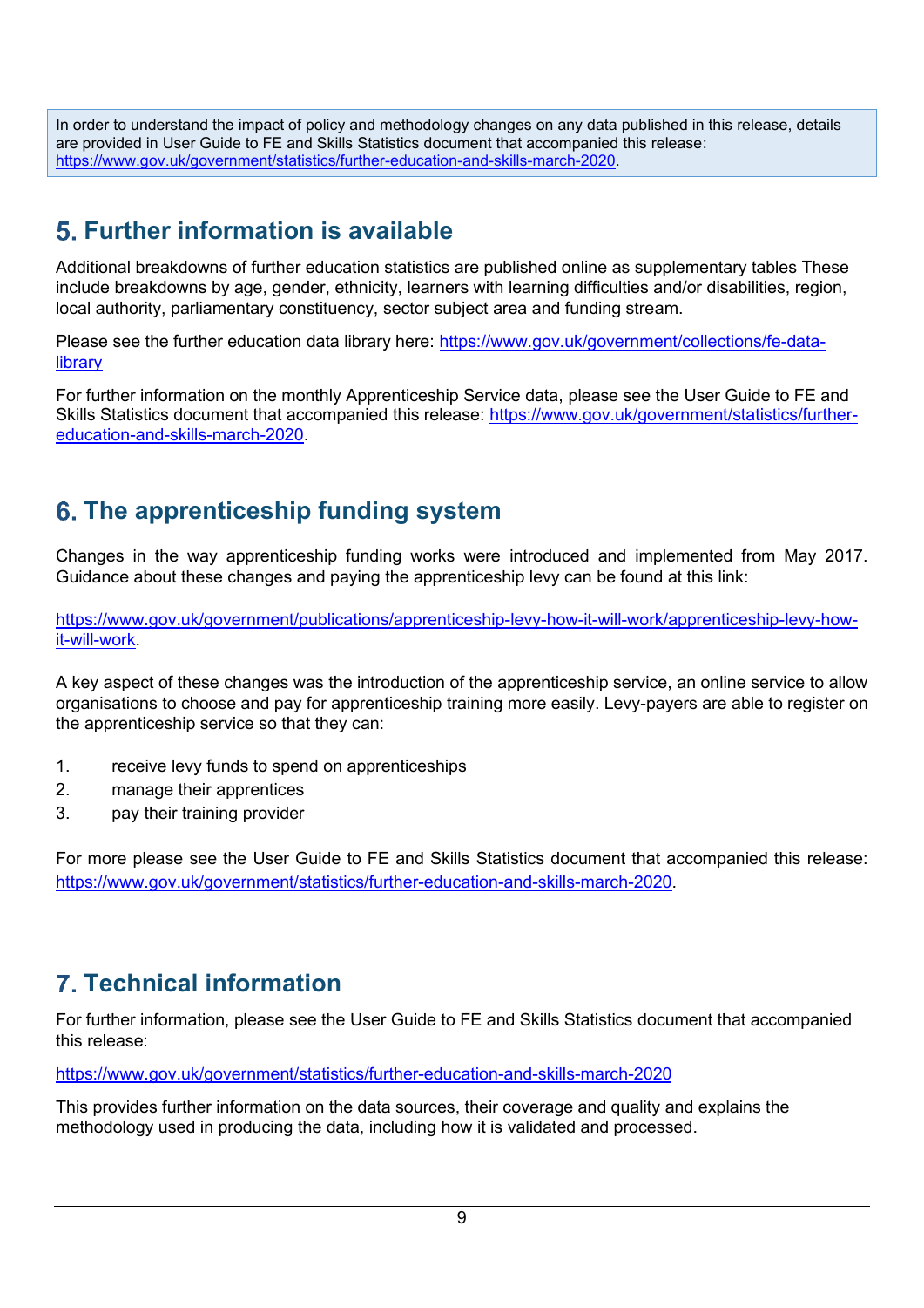In order to understand the impact of policy and methodology changes on any data published in this release, details are provided in User Guide to FE and Skills Statistics document that accompanied this release: https://www.gov.uk/government/statistics/further-education-and-skills-march-2020.

## 5. Further information is available

Additional breakdowns of further education statistics are published online as supplementary tables These include breakdowns by age, gender, ethnicity, learners with learning difficulties and/or disabilities, region, local authority, parliamentary constituency, sector subject area and funding stream.

Please see the further education data library here: https://www.gov.uk/government/collections/fe-data-library

For further information on the monthly Apprenticeship Service data, please see the User Guide to FE and Skills Statistics document that accompanied this release: https://www.gov.uk/government/statistics/further-education-and-skills-march-2020.

## 6. The apprenticeship funding system

Changes in the way apprenticeship funding works were introduced and implemented from May 2017. Guidance about these changes and paying the apprenticeship levy can be found at this link:

https://www.gov.uk/government/publications/apprenticeship-levy-how-it-will-work/apprenticeship-levy-how-it-will-work.

A key aspect of these changes was the introduction of the apprenticeship service, an online service to allow organisations to choose and pay for apprenticeship training more easily. Levy-payers are able to register on the apprenticeship service so that they can:

1. receive levy funds to spend on apprenticeships
2. manage their apprentices
3. pay their training provider

For more please see the User Guide to FE and Skills Statistics document that accompanied this release: https://www.gov.uk/government/statistics/further-education-and-skills-march-2020.

## 7. Technical information

For further information, please see the User Guide to FE and Skills Statistics document that accompanied this release:

https://www.gov.uk/government/statistics/further-education-and-skills-march-2020

This provides further information on the data sources, their coverage and quality and explains the methodology used in producing the data, including how it is validated and processed.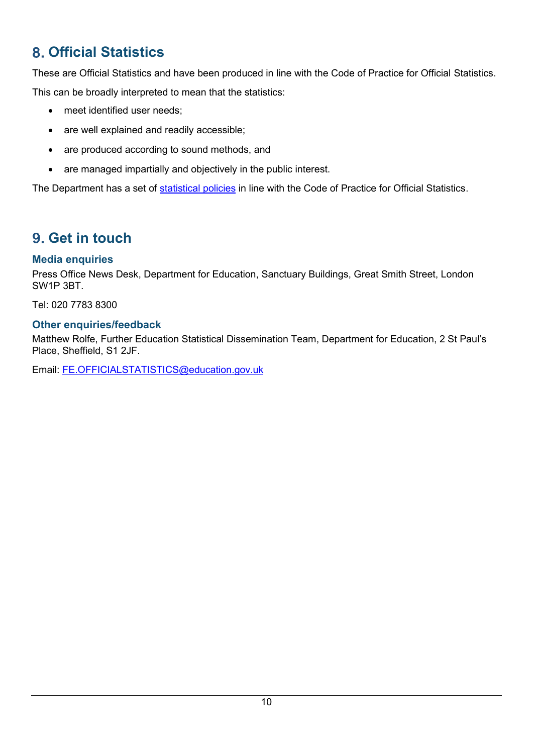## 8. Official Statistics

These are Official Statistics and have been produced in line with the Code of Practice for Official Statistics.

This can be broadly interpreted to mean that the statistics:

- meet identified user needs;
- are well explained and readily accessible;
- are produced according to sound methods, and
- are managed impartially and objectively in the public interest.

The Department has a set of [statistical policies](statistical policies) in line with the Code of Practice for Official Statistics.

## 9. Get in touch

### Media enquiries

Press Office News Desk, Department for Education, Sanctuary Buildings, Great Smith Street, London SW1P 3BT.

Tel: 020 7783 8300

### Other enquiries/feedback

Matthew Rolfe, Further Education Statistical Dissemination Team, Department for Education, 2 St Paul's Place, Sheffield, S1 2JF.

Email: [FE.OFFICIALSTATISTICS@education.gov.uk](mailto:FE.OFFICIALSTATISTICS@education.gov.uk)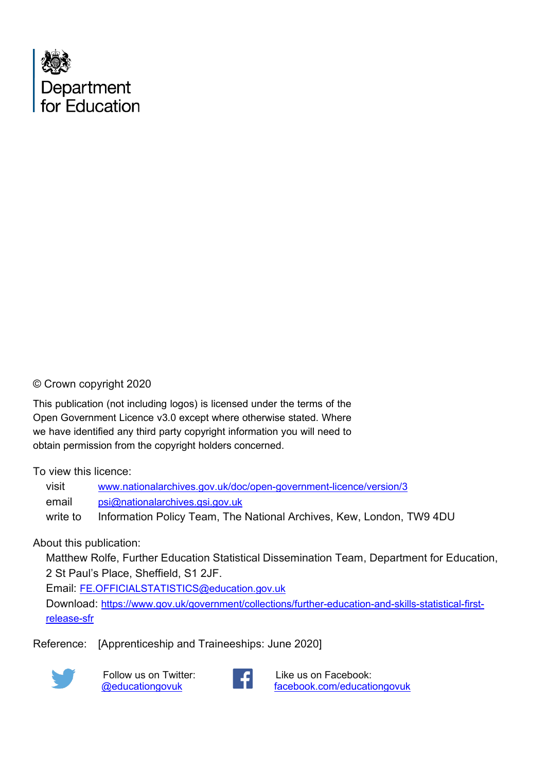Department
for Education

© Crown copyright 2020

This publication (not including logos) is licensed under the terms of the Open Government Licence v3.0 except where otherwise stated. Where we have identified any third party copyright information you will need to obtain permission from the copyright holders concerned.

To view this licence:

| | |
|---|---|
| visit | www.nationalarchives.gov.uk/doc/open-government-licence/version/3 |
| email | psi@nationalarchives.gsi.gov.uk |
| write to | Information Policy Team, The National Archives, Kew, London, TW9 4DU |

About this publication:

Matthew Rolfe, Further Education Statistical Dissemination Team, Department for Education, 2 St Paul's Place, Sheffield, S1 2JF.
Email: FE.OFFICIALSTATISTICS@education.gov.uk
Download: https://www.gov.uk/government/collections/further-education-and-skills-statistical-first-release-sfr

Reference: [Apprenticeship and Traineeships: June 2020]

Follow us on Twitter:
@educationgovuk

Like us on Facebook:
facebook.com/educationgovuk